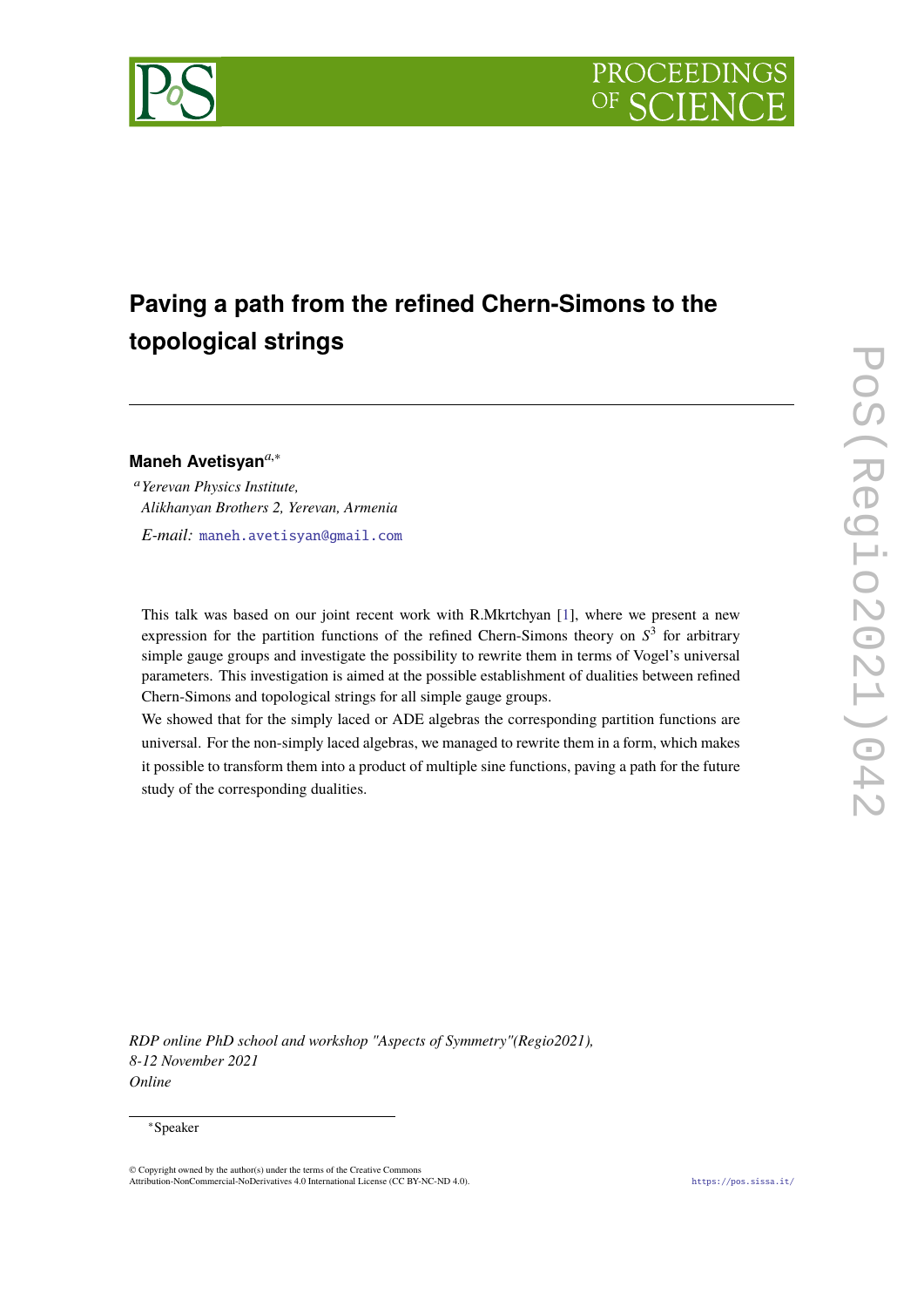# Paving a path from the refined Chern-Simons to the topological strings

**Maneh Avetisyan**[a,*]

[a] *Yerevan Physics Institute, Alikhanyan Brothers 2, Yerevan, Armenia*

*E-mail:* maneh.avetisyan@gmail.com

This talk was based on our joint recent work with R.Mkrtchyan [1], where we present a new expression for the partition functions of the refined Chern-Simons theory on $S^3$ for arbitrary simple gauge groups and investigate the possibility to rewrite them in terms of Vogel's universal parameters. This investigation is aimed at the possible establishment of dualities between refined Chern-Simons and topological strings for all simple gauge groups.

We showed that for the simply laced or ADE algebras the corresponding partition functions are universal. For the non-simply laced algebras, we managed to rewrite them in a form, which makes it possible to transform them into a product of multiple sine functions, paving a path for the future study of the corresponding dualities.

*RDP online PhD school and workshop "Aspects of Symmetry"(Regio2021), 8-12 November 2021 Online*

*Speaker

© Copyright owned by the author(s) under the terms of the Creative Commons Attribution-NonCommercial-NoDerivatives 4.0 International License (CC BY-NC-ND 4.0).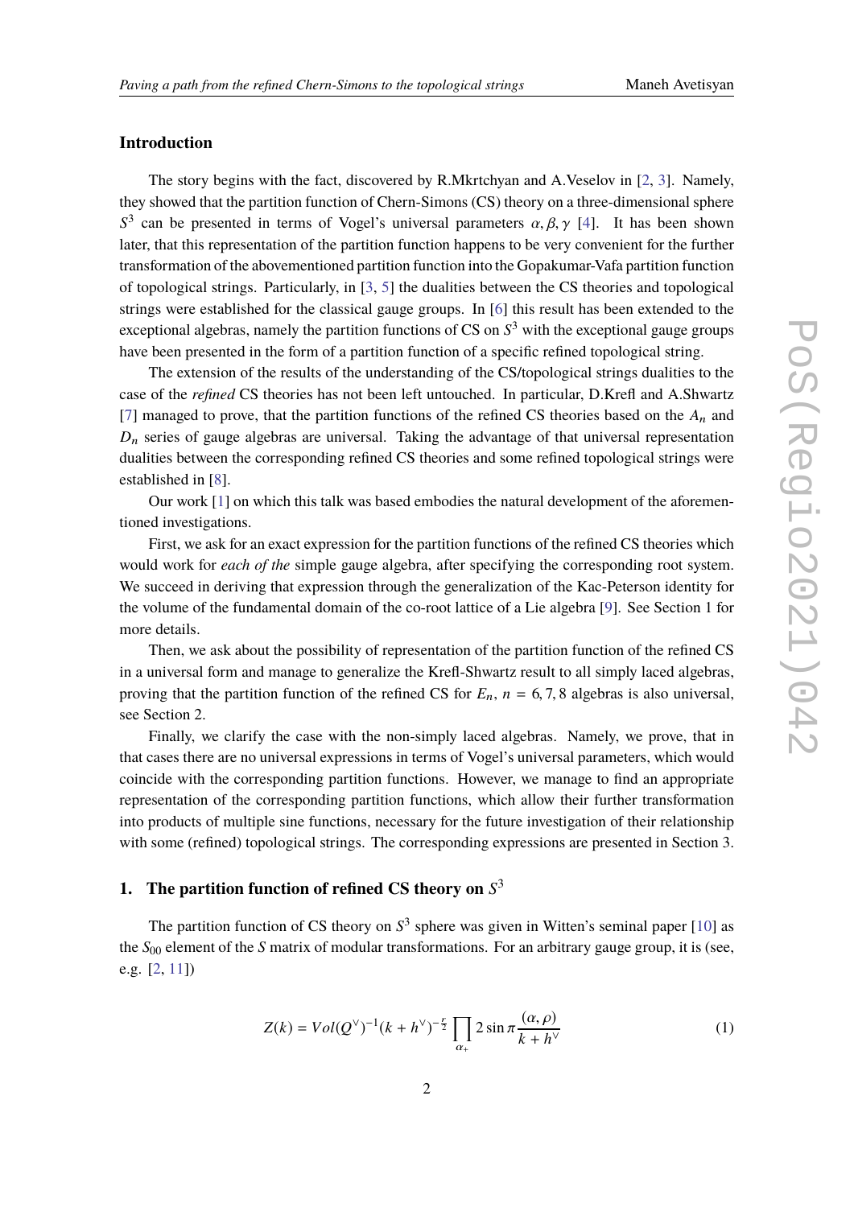## Introduction

The story begins with the fact, discovered by R.Mkrtchyan and A.Veselov in [2, 3]. Namely, they showed that the partition function of Chern-Simons (CS) theory on a three-dimensional sphere $S^3$ can be presented in terms of Vogel's universal parameters $\alpha, \beta, \gamma$ [4]. It has been shown later, that this representation of the partition function happens to be very convenient for the further transformation of the abovementioned partition function into the Gopakumar-Vafa partition function of topological strings. Particularly, in [3, 5] the dualities between the CS theories and topological strings were established for the classical gauge groups. In [6] this result has been extended to the exceptional algebras, namely the partition functions of CS on $S^3$ with the exceptional gauge groups have been presented in the form of a partition function of a specific refined topological string.

The extension of the results of the understanding of the CS/topological strings dualities to the case of the *refined* CS theories has not been left untouched. In particular, D.Krefl and A.Shwartz [7] managed to prove, that the partition functions of the refined CS theories based on the $A_n$ and $D_n$ series of gauge algebras are universal. Taking the advantage of that universal representation dualities between the corresponding refined CS theories and some refined topological strings were established in [8].

Our work [1] on which this talk was based embodies the natural development of the aforementioned investigations.

First, we ask for an exact expression for the partition functions of the refined CS theories which would work for *each of the* simple gauge algebra, after specifying the corresponding root system. We succeed in deriving that expression through the generalization of the Kac-Peterson identity for the volume of the fundamental domain of the co-root lattice of a Lie algebra [9]. See Section 1 for more details.

Then, we ask about the possibility of representation of the partition function of the refined CS in a universal form and manage to generalize the Krefl-Shwartz result to all simply laced algebras, proving that the partition function of the refined CS for $E_n$, $n = 6, 7, 8$ algebras is also universal, see Section 2.

Finally, we clarify the case with the non-simply laced algebras. Namely, we prove, that in that cases there are no universal expressions in terms of Vogel's universal parameters, which would coincide with the corresponding partition functions. However, we manage to find an appropriate representation of the corresponding partition functions, which allow their further transformation into products of multiple sine functions, necessary for the future investigation of their relationship with some (refined) topological strings. The corresponding expressions are presented in Section 3.

## 1. The partition function of refined CS theory on $S^3$

The partition function of CS theory on $S^3$ sphere was given in Witten's seminal paper [10] as the $S_{00}$ element of the $S$ matrix of modular transformations. For an arbitrary gauge group, it is (see, e.g. [2, 11])

$$Z(k) = Vol(Q^\vee)^{-1}(k + h^\vee)^{-\frac{r}{2}} \prod_{\alpha_+} 2 \sin \pi \frac{(\alpha, \rho)}{k + h^\vee} \tag{1}$$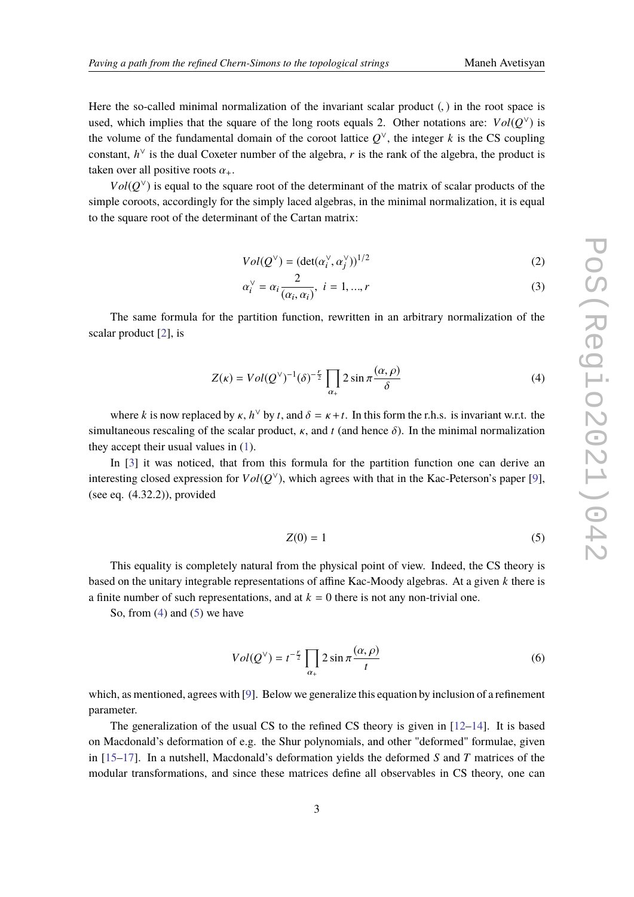Here the so-called minimal normalization of the invariant scalar product $(,)$ in the root space is used, which implies that the square of the long roots equals 2. Other notations are: $Vol(Q^\vee)$ is the volume of the fundamental domain of the coroot lattice $Q^\vee$, the integer $k$ is the CS coupling constant, $h^\vee$ is the dual Coxeter number of the algebra, $r$ is the rank of the algebra, the product is taken over all positive roots $\alpha_+$.

$Vol(Q^\vee)$ is equal to the square root of the determinant of the matrix of scalar products of the simple coroots, accordingly for the simply laced algebras, in the minimal normalization, it is equal to the square root of the determinant of the Cartan matrix:

$$Vol(Q^\vee) = (\det(\alpha_i^\vee, \alpha_j^\vee))^{1/2} \tag{2}$$

$$\alpha_i^\vee = \alpha_i \frac{2}{(\alpha_i, \alpha_i)}, \; i = 1, ..., r \tag{3}$$

The same formula for the partition function, rewritten in an arbitrary normalization of the scalar product [2], is

$$Z(\kappa) = Vol(Q^\vee)^{-1} (\delta)^{-\frac{r}{2}} \prod_{\alpha_+} 2 \sin \pi \frac{(\alpha, \rho)}{\delta} \tag{4}$$

where $k$ is now replaced by $\kappa$, $h^\vee$ by $t$, and $\delta = \kappa + t$. In this form the r.h.s. is invariant w.r.t. the simultaneous rescaling of the scalar product, $\kappa$, and $t$ (and hence $\delta$). In the minimal normalization they accept their usual values in (1).

In [3] it was noticed, that from this formula for the partition function one can derive an interesting closed expression for $Vol(Q^\vee)$, which agrees with that in the Kac-Peterson's paper [9], (see eq. (4.32.2)), provided

$$Z(0) = 1 \tag{5}$$

This equality is completely natural from the physical point of view. Indeed, the CS theory is based on the unitary integrable representations of affine Kac-Moody algebras. At a given $k$ there is a finite number of such representations, and at $k = 0$ there is not any non-trivial one.

So, from (4) and (5) we have

$$Vol(Q^\vee) = t^{-\frac{r}{2}} \prod_{\alpha_+} 2 \sin \pi \frac{(\alpha, \rho)}{t} \tag{6}$$

which, as mentioned, agrees with [9]. Below we generalize this equation by inclusion of a refinement parameter.

The generalization of the usual CS to the refined CS theory is given in [12–14]. It is based on Macdonald's deformation of e.g. the Shur polynomials, and other "deformed" formulae, given in [15–17]. In a nutshell, Macdonald's deformation yields the deformed $S$ and $T$ matrices of the modular transformations, and since these matrices define all observables in CS theory, one can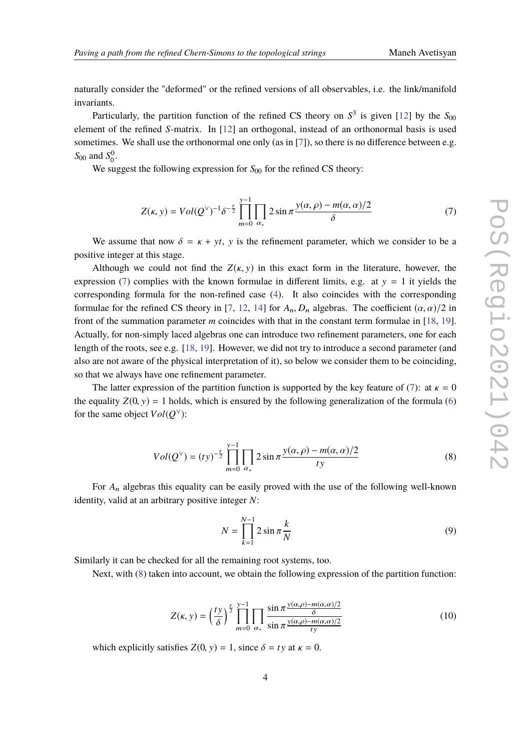naturally consider the "deformed" or the refined versions of all observables, i.e. the link/manifold invariants.

Particularly, the partition function of the refined CS theory on $S^3$ is given [12] by the $S_{00}$ element of the refined $S$-matrix. In [12] an orthogonal, instead of an orthonormal basis is used sometimes. We shall use the orthonormal one only (as in [7]), so there is no difference between e.g. $S_{00}$ and $S_0^0$.

We suggest the following expression for $S_{00}$ for the refined CS theory:

$$Z(\kappa, y) = Vol(Q^\vee)^{-1} \delta^{-\frac{r}{2}} \prod_{m=0}^{y-1} \prod_{\alpha_+} 2 \sin \pi \frac{y(\alpha, \rho) - m(\alpha, \alpha)/2}{\delta} \tag{7}$$

We assume that now $\delta = \kappa + yt$, $y$ is the refinement parameter, which we consider to be a positive integer at this stage.

Although we could not find the $Z(\kappa, y)$ in this exact form in the literature, however, the expression (7) complies with the known formulae in different limits, e.g. at $y = 1$ it yields the corresponding formula for the non-refined case (4). It also coincides with the corresponding formulae for the refined CS theory in [7, 12, 14] for $A_n, D_n$ algebras. The coefficient $(\alpha, \alpha)/2$ in front of the summation parameter $m$ coincides with that in the constant term formulae in [18, 19]. Actually, for non-simply laced algebras one can introduce two refinement parameters, one for each length of the roots, see e.g. [18, 19]. However, we did not try to introduce a second parameter (and also are not aware of the physical interpretation of it), so below we consider them to be coinciding, so that we always have one refinement parameter.

The latter expression of the partition function is supported by the key feature of (7): at $\kappa = 0$ the equality $Z(0, y) = 1$ holds, which is ensured by the following generalization of the formula (6) for the same object $Vol(Q^\vee)$:

$$Vol(Q^\vee) = (ty)^{-\frac{r}{2}} \prod_{m=0}^{y-1} \prod_{\alpha_+} 2 \sin \pi \frac{y(\alpha, \rho) - m(\alpha, \alpha)/2}{ty} \tag{8}$$

For $A_n$ algebras this equality can be easily proved with the use of the following well-known identity, valid at an arbitrary positive integer $N$:

$$N = \prod_{k=1}^{N-1} 2 \sin \pi \frac{k}{N} \tag{9}$$

Similarly it can be checked for all the remaining root systems, too.

Next, with (8) taken into account, we obtain the following expression of the partition function:

$$Z(\kappa, y) = \left(\frac{ty}{\delta}\right)^{\frac{r}{2}} \prod_{m=0}^{y-1} \prod_{\alpha_+} \frac{\sin \pi \frac{y(\alpha,\rho) - m(\alpha,\alpha)/2}{\delta}}{\sin \pi \frac{y(\alpha,\rho) - m(\alpha,\alpha)/2}{ty}} \tag{10}$$

which explicitly satisfies $Z(0, y) = 1$, since $\delta = ty$ at $\kappa = 0$.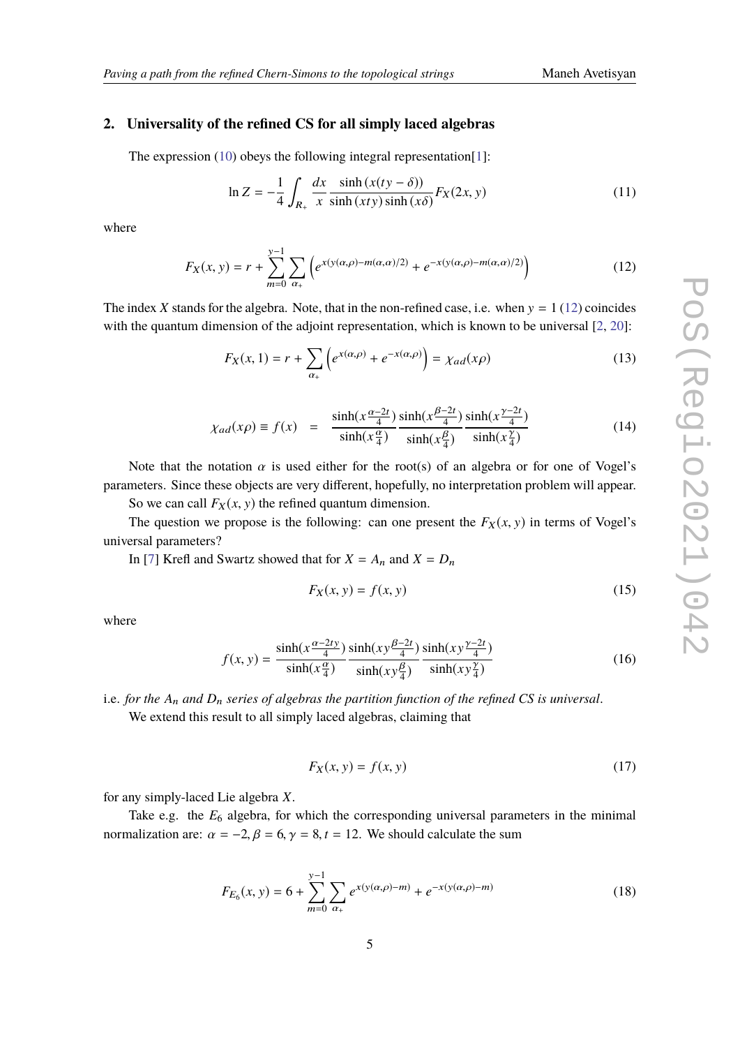## 2. Universality of the refined CS for all simply laced algebras

The expression (10) obeys the following integral representation[1]:

$$\ln Z = -\frac{1}{4}\int_{R_+} \frac{dx}{x} \frac{\sinh(x(ty-\delta))}{\sinh(xty)\sinh(x\delta)} F_X(2x,y) \tag{11}$$

where

$$F_X(x,y) = r + \sum_{m=0}^{y-1}\sum_{\alpha_+}\left(e^{x(y(\alpha,\rho)-m(\alpha,\alpha)/2)} + e^{-x(y(\alpha,\rho)-m(\alpha,\alpha)/2)}\right) \tag{12}$$

The index $X$ stands for the algebra. Note, that in the non-refined case, i.e. when $y = 1$ (12) coincides with the quantum dimension of the adjoint representation, which is known to be universal [2, 20]:

$$F_X(x,1) = r + \sum_{\alpha_+}\left(e^{x(\alpha,\rho)} + e^{-x(\alpha,\rho)}\right) = \chi_{ad}(x\rho) \tag{13}$$

$$\chi_{ad}(x\rho) \equiv f(x) \quad = \quad \frac{\sinh(x\frac{\alpha-2t}{4})}{\sinh(x\frac{\alpha}{4})}\frac{\sinh(x\frac{\beta-2t}{4})}{\sinh(x\frac{\beta}{4})}\frac{\sinh(x\frac{\gamma-2t}{4})}{\sinh(x\frac{\gamma}{4})} \tag{14}$$

Note that the notation $\alpha$ is used either for the root(s) of an algebra or for one of Vogel's parameters. Since these objects are very different, hopefully, no interpretation problem will appear.

So we can call $F_X(x,y)$ the refined quantum dimension.

The question we propose is the following: can one present the $F_X(x,y)$ in terms of Vogel's universal parameters?

In [7] Krefl and Swartz showed that for $X = A_n$ and $X = D_n$

$$F_X(x,y) = f(x,y) \tag{15}$$

where

$$f(x,y) = \frac{\sinh(x\frac{\alpha-2ty}{4})}{\sinh(x\frac{\alpha}{4})}\frac{\sinh(xy\frac{\beta-2t}{4})}{\sinh(xy\frac{\beta}{4})}\frac{\sinh(xy\frac{\gamma-2t}{4})}{\sinh(xy\frac{\gamma}{4})} \tag{16}$$

i.e. *for the $A_n$ and $D_n$ series of algebras the partition function of the refined CS is universal*.

We extend this result to all simply laced algebras, claiming that

$$F_X(x,y) = f(x,y) \tag{17}$$

for any simply-laced Lie algebra $X$.

Take e.g. the $E_6$ algebra, for which the corresponding universal parameters in the minimal normalization are: $\alpha = -2, \beta = 6, \gamma = 8, t = 12$. We should calculate the sum

$$F_{E_6}(x,y) = 6 + \sum_{m=0}^{y-1}\sum_{\alpha_+} e^{x(y(\alpha,\rho)-m)} + e^{-x(y(\alpha,\rho)-m)} \tag{18}$$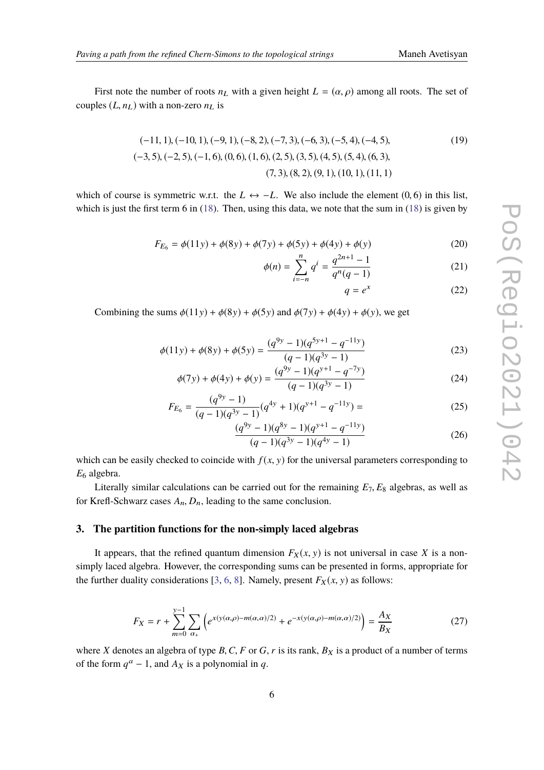First note the number of roots $n_L$ with a given height $L = (\alpha, \rho)$ among all roots. The set of couples $(L, n_L)$ with a non-zero $n_L$ is

$$
\begin{aligned}
&(-11,1),(-10,1),(-9,1),(-8,2),(-7,3),(-6,3),(-5,4),(-4,5),\\
&(-3,5),(-2,5),(-1,6),(0,6),(1,6),(2,5),(3,5),(4,5),(5,4),(6,3),\\
&(7,3),(8,2),(9,1),(10,1),(11,1)
\end{aligned} \tag{19}
$$

which of course is symmetric w.r.t. the $L \leftrightarrow -L$. We also include the element $(0, 6)$ in this list, which is just the first term 6 in (18). Then, using this data, we note that the sum in (18) is given by

$$
F_{E_6} = \phi(11y) + \phi(8y) + \phi(7y) + \phi(5y) + \phi(4y) + \phi(y) \tag{20}
$$

$$
\phi(n) = \sum_{i=-n}^{n} q^i = \frac{q^{2n+1} - 1}{q^n(q-1)} \tag{21}
$$

$$
q = e^x \tag{22}
$$

Combining the sums $\phi(11y) + \phi(8y) + \phi(5y)$ and $\phi(7y) + \phi(4y) + \phi(y)$, we get

$$
\phi(11y) + \phi(8y) + \phi(5y) = \frac{(q^{9y} - 1)(q^{5y+1} - q^{-11y})}{(q-1)(q^{3y} - 1)} \tag{23}
$$

$$
\phi(7y) + \phi(4y) + \phi(y) = \frac{(q^{9y} - 1)(q^{y+1} - q^{-7y})}{(q-1)(q^{3y} - 1)} \tag{24}
$$

$$
F_{E_6} = \frac{(q^{9y} - 1)}{(q-1)(q^{3y} - 1)}(q^{4y} + 1)(q^{y+1} - q^{-11y}) = \tag{25}
$$

$$
\frac{(q^{9y} - 1)(q^{8y} - 1)(q^{y+1} - q^{-11y})}{(q-1)(q^{3y} - 1)(q^{4y} - 1)} \tag{26}
$$

which can be easily checked to coincide with $f(x, y)$ for the universal parameters corresponding to $E_6$ algebra.

Literally similar calculations can be carried out for the remaining $E_7, E_8$ algebras, as well as for Krefl-Schwarz cases $A_n, D_n$, leading to the same conclusion.

## 3. The partition functions for the non-simply laced algebras

It appears, that the refined quantum dimension $F_X(x, y)$ is not universal in case $X$ is a non-simply laced algebra. However, the corresponding sums can be presented in forms, appropriate for the further duality considerations [3, 6, 8]. Namely, present $F_X(x, y)$ as follows:

$$
F_X = r + \sum_{m=0}^{y-1} \sum_{\alpha_+} \left( e^{x(y(\alpha,\rho) - m(\alpha,\alpha)/2)} + e^{-x(y(\alpha,\rho) - m(\alpha,\alpha)/2)} \right) = \frac{A_X}{B_X} \tag{27}
$$

where $X$ denotes an algebra of type $B, C, F$ or $G$, $r$ is its rank, $B_X$ is a product of a number of terms of the form $q^a - 1$, and $A_X$ is a polynomial in $q$.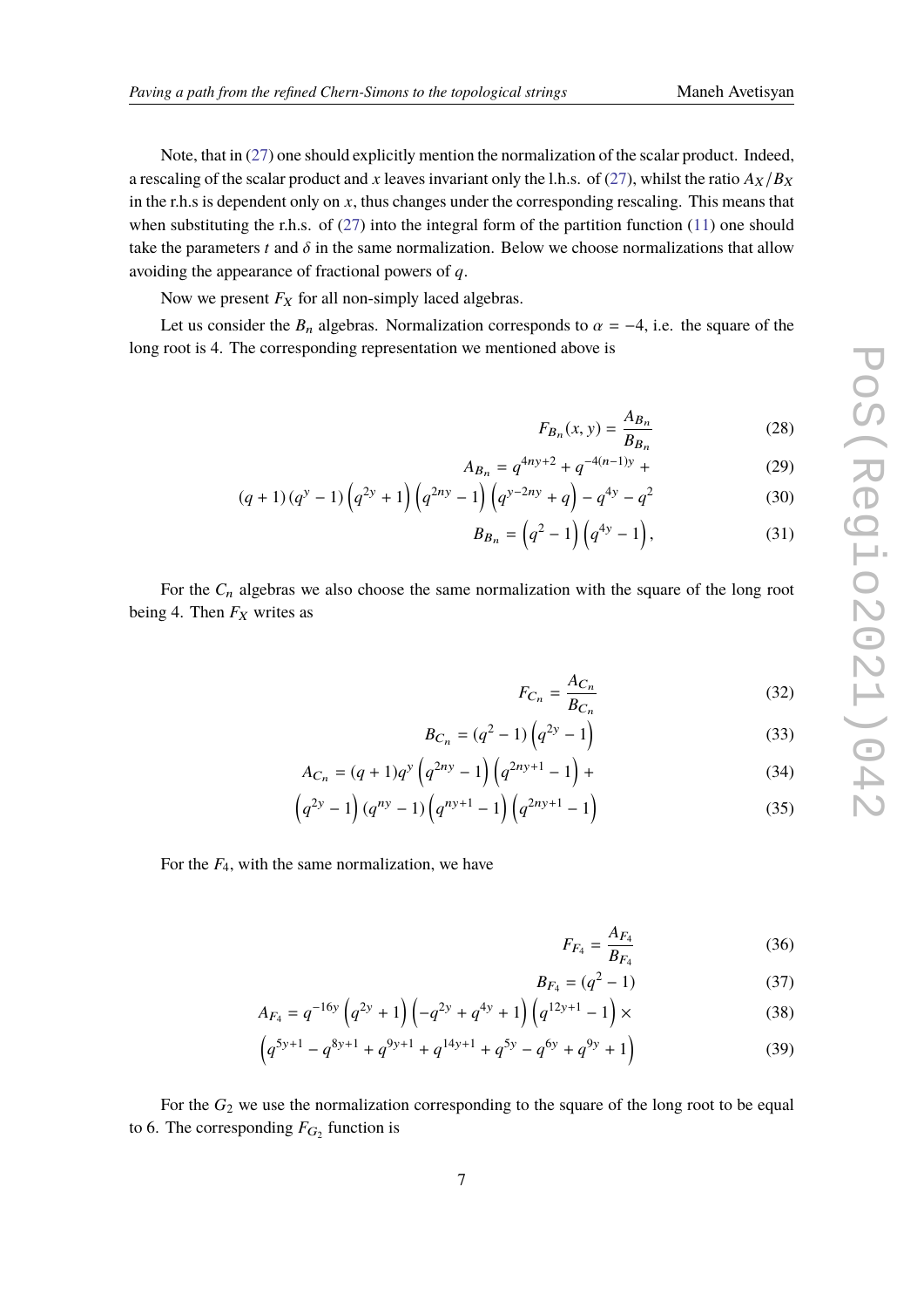Note, that in (27) one should explicitly mention the normalization of the scalar product. Indeed, a rescaling of the scalar product and $x$ leaves invariant only the l.h.s. of (27), whilst the ratio $A_X/B_X$ in the r.h.s is dependent only on $x$, thus changes under the corresponding rescaling. This means that when substituting the r.h.s. of (27) into the integral form of the partition function (11) one should take the parameters $t$ and $\delta$ in the same normalization. Below we choose normalizations that allow avoiding the appearance of fractional powers of $q$.

Now we present $F_X$ for all non-simply laced algebras.

Let us consider the $B_n$ algebras. Normalization corresponds to $\alpha = -4$, i.e. the square of the long root is 4. The corresponding representation we mentioned above is

$$F_{B_n}(x,y) = \frac{A_{B_n}}{B_{B_n}} \tag{28}$$

$$A_{B_n} = q^{4ny+2} + q^{-4(n-1)y} + \tag{29}$$

$$(q+1)(q^y-1)\left(q^{2y}+1\right)\left(q^{2ny}-1\right)\left(q^{y-2ny}+q\right) - q^{4y} - q^2 \tag{30}$$

$$B_{B_n} = \left(q^2-1\right)\left(q^{4y}-1\right), \tag{31}$$

For the $C_n$ algebras we also choose the same normalization with the square of the long root being 4. Then $F_X$ writes as

$$F_{C_n} = \frac{A_{C_n}}{B_{C_n}} \tag{32}$$

$$B_{C_n} = (q^2-1)\left(q^{2y}-1\right) \tag{33}$$

$$A_{C_n} = (q+1)q^y\left(q^{2ny}-1\right)\left(q^{2ny+1}-1\right) + \tag{34}$$

$$\left(q^{2y}-1\right)(q^{ny}-1)\left(q^{ny+1}-1\right)\left(q^{2ny+1}-1\right) \tag{35}$$

For the $F_4$, with the same normalization, we have

$$F_{F_4} = \frac{A_{F_4}}{B_{F_4}} \tag{36}$$

$$B_{F_4} = (q^2-1) \tag{37}$$

$$A_{F_4} = q^{-16y}\left(q^{2y}+1\right)\left(-q^{2y}+q^{4y}+1\right)\left(q^{12y+1}-1\right)\times \tag{38}$$

$$\left(q^{5y+1} - q^{8y+1} + q^{9y+1} + q^{14y+1} + q^{5y} - q^{6y} + q^{9y} + 1\right) \tag{39}$$

For the $G_2$ we use the normalization corresponding to the square of the long root to be equal to 6. The corresponding $F_{G_2}$ function is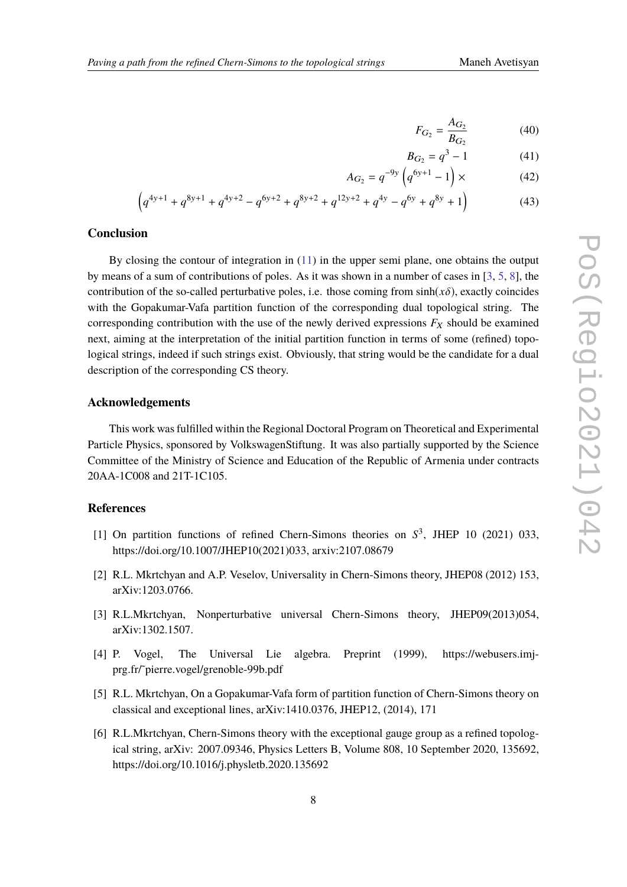$$F_{G_2} = \frac{A_{G_2}}{B_{G_2}} \tag{40}$$

$$B_{G_2} = q^3 - 1 \tag{41}$$

$$A_{G_2} = q^{-9y}\left(q^{6y+1} - 1\right) \times \tag{42}$$

$$\left(q^{4y+1} + q^{8y+1} + q^{4y+2} - q^{6y+2} + q^{8y+2} + q^{12y+2} + q^{4y} - q^{6y} + q^{8y} + 1\right) \tag{43}$$

## Conclusion

By closing the contour of integration in (11) in the upper semi plane, one obtains the output by means of a sum of contributions of poles. As it was shown in a number of cases in [3, 5, 8], the contribution of the so-called perturbative poles, i.e. those coming from $\sinh(x\delta)$, exactly coincides with the Gopakumar-Vafa partition function of the corresponding dual topological string. The corresponding contribution with the use of the newly derived expressions $F_X$ should be examined next, aiming at the interpretation of the initial partition function in terms of some (refined) topological strings, indeed if such strings exist. Obviously, that string would be the candidate for a dual description of the corresponding CS theory.

## Acknowledgements

This work was fulfilled within the Regional Doctoral Program on Theoretical and Experimental Particle Physics, sponsored by VolkswagenStiftung. It was also partially supported by the Science Committee of the Ministry of Science and Education of the Republic of Armenia under contracts 20AA-1C008 and 21T-1C105.

## References

[1] On partition functions of refined Chern-Simons theories on $S^3$, JHEP 10 (2021) 033, https://doi.org/10.1007/JHEP10(2021)033, arxiv:2107.08679

[2] R.L. Mkrtchyan and A.P. Veselov, Universality in Chern-Simons theory, JHEP08 (2012) 153, arXiv:1203.0766.

[3] R.L.Mkrtchyan, Nonperturbative universal Chern-Simons theory, JHEP09(2013)054, arXiv:1302.1507.

[4] P. Vogel, The Universal Lie algebra. Preprint (1999), https://webusers.imj-prg.fr/~pierre.vogel/grenoble-99b.pdf

[5] R.L. Mkrtchyan, On a Gopakumar-Vafa form of partition function of Chern-Simons theory on classical and exceptional lines, arXiv:1410.0376, JHEP12, (2014), 171

[6] R.L.Mkrtchyan, Chern-Simons theory with the exceptional gauge group as a refined topological string, arXiv: 2007.09346, Physics Letters B, Volume 808, 10 September 2020, 135692, https://doi.org/10.1016/j.physletb.2020.135692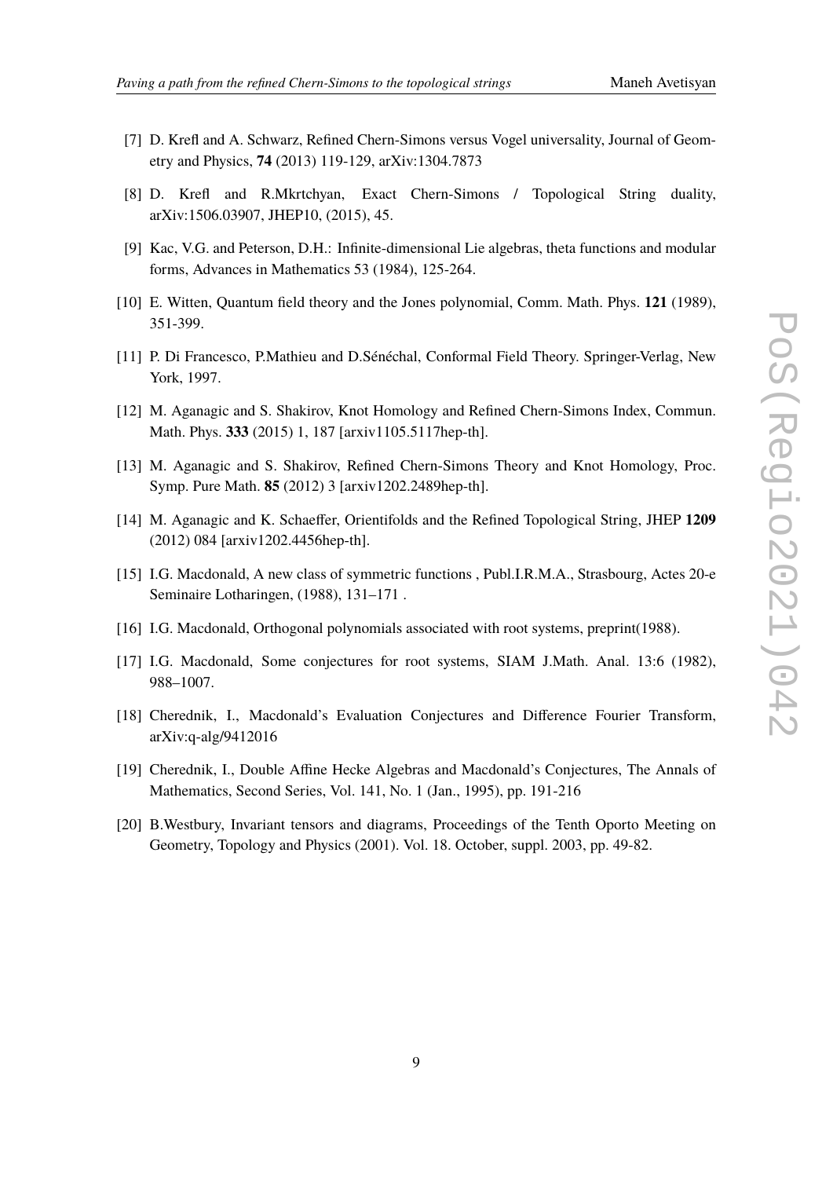[7] D. Krefl and A. Schwarz, Refined Chern-Simons versus Vogel universality, Journal of Geometry and Physics, **74** (2013) 119-129, arXiv:1304.7873

[8] D. Krefl and R.Mkrtchyan, Exact Chern-Simons / Topological String duality, arXiv:1506.03907, JHEP10, (2015), 45.

[9] Kac, V.G. and Peterson, D.H.: Infinite-dimensional Lie algebras, theta functions and modular forms, Advances in Mathematics 53 (1984), 125-264.

[10] E. Witten, Quantum field theory and the Jones polynomial, Comm. Math. Phys. **121** (1989), 351-399.

[11] P. Di Francesco, P.Mathieu and D.Sénéchal, Conformal Field Theory. Springer-Verlag, New York, 1997.

[12] M. Aganagic and S. Shakirov, Knot Homology and Refined Chern-Simons Index, Commun. Math. Phys. **333** (2015) 1, 187 [arxiv1105.5117hep-th].

[13] M. Aganagic and S. Shakirov, Refined Chern-Simons Theory and Knot Homology, Proc. Symp. Pure Math. **85** (2012) 3 [arxiv1202.2489hep-th].

[14] M. Aganagic and K. Schaeffer, Orientifolds and the Refined Topological String, JHEP **1209** (2012) 084 [arxiv1202.4456hep-th].

[15] I.G. Macdonald, A new class of symmetric functions , Publ.I.R.M.A., Strasbourg, Actes 20-e Seminaire Lotharingen, (1988), 131–171 .

[16] I.G. Macdonald, Orthogonal polynomials associated with root systems, preprint(1988).

[17] I.G. Macdonald, Some conjectures for root systems, SIAM J.Math. Anal. 13:6 (1982), 988–1007.

[18] Cherednik, I., Macdonald's Evaluation Conjectures and Difference Fourier Transform, arXiv:q-alg/9412016

[19] Cherednik, I., Double Affine Hecke Algebras and Macdonald's Conjectures, The Annals of Mathematics, Second Series, Vol. 141, No. 1 (Jan., 1995), pp. 191-216

[20] B.Westbury, Invariant tensors and diagrams, Proceedings of the Tenth Oporto Meeting on Geometry, Topology and Physics (2001). Vol. 18. October, suppl. 2003, pp. 49-82.